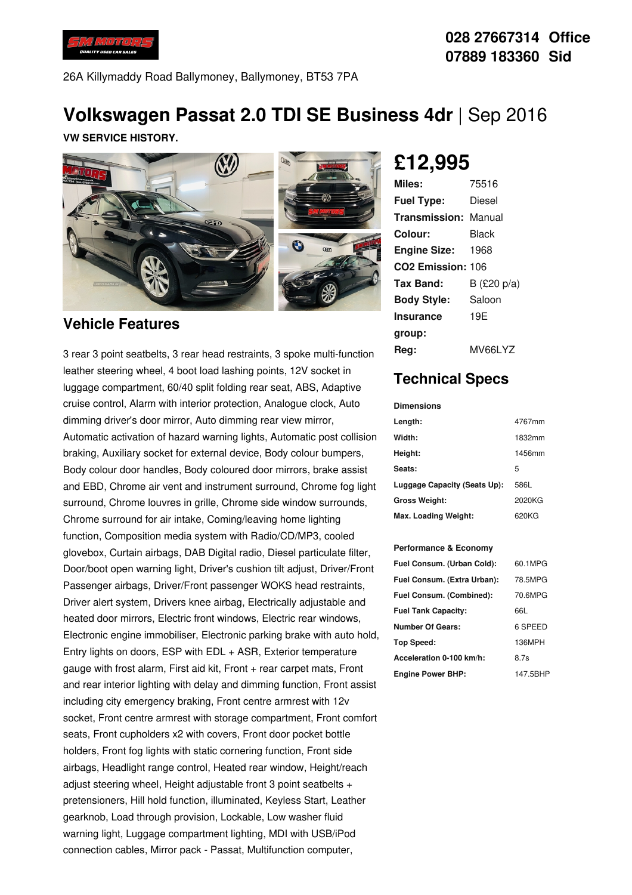028 27667314 Office
07889 183360 Sid

26A Killymaddy Road Ballymoney, Ballymoney, BT53 7PA

# Volkswagen Passat 2.0 TDI SE Business 4dr | Sep 2016

**VW SERVICE HISTORY.**

## £12,995

| | |
|---|---|
| **Miles:** | 75516 |
| **Fuel Type:** | Diesel |
| **Transmission:** | Manual |
| **Colour:** | Black |
| **Engine Size:** | 1968 |
| **CO2 Emission:** | 106 |
| **Tax Band:** | B (£20 p/a) |
| **Body Style:** | Saloon |
| **Insurance group:** | 19E |
| **Reg:** | MV66LYZ |

## Vehicle Features

3 rear 3 point seatbelts, 3 rear head restraints, 3 spoke multi-function leather steering wheel, 4 boot load lashing points, 12V socket in luggage compartment, 60/40 split folding rear seat, ABS, Adaptive cruise control, Alarm with interior protection, Analogue clock, Auto dimming driver's door mirror, Auto dimming rear view mirror, Automatic activation of hazard warning lights, Automatic post collision braking, Auxiliary socket for external device, Body colour bumpers, Body colour door handles, Body coloured door mirrors, brake assist and EBD, Chrome air vent and instrument surround, Chrome fog light surround, Chrome louvres in grille, Chrome side window surrounds, Chrome surround for air intake, Coming/leaving home lighting function, Composition media system with Radio/CD/MP3, cooled glovebox, Curtain airbags, DAB Digital radio, Diesel particulate filter, Door/boot open warning light, Driver's cushion tilt adjust, Driver/Front Passenger airbags, Driver/Front passenger WOKS head restraints, Driver alert system, Drivers knee airbag, Electrically adjustable and heated door mirrors, Electric front windows, Electric rear windows, Electronic engine immobiliser, Electronic parking brake with auto hold, Entry lights on doors, ESP with EDL + ASR, Exterior temperature gauge with frost alarm, First aid kit, Front + rear carpet mats, Front and rear interior lighting with delay and dimming function, Front assist including city emergency braking, Front centre armrest with 12v socket, Front centre armrest with storage compartment, Front comfort seats, Front cupholders x2 with covers, Front door pocket bottle holders, Front fog lights with static cornering function, Front side airbags, Headlight range control, Heated rear window, Height/reach adjust steering wheel, Height adjustable front 3 point seatbelts + pretensioners, Hill hold function, illuminated, Keyless Start, Leather gearknob, Load through provision, Lockable, Low washer fluid warning light, Luggage compartment lighting, MDI with USB/iPod connection cables, Mirror pack - Passat, Multifunction computer,

## Technical Specs

**Dimensions**

| | |
|---|---|
| **Length:** | 4767mm |
| **Width:** | 1832mm |
| **Height:** | 1456mm |
| **Seats:** | 5 |
| **Luggage Capacity (Seats Up):** | 586L |
| **Gross Weight:** | 2020KG |
| **Max. Loading Weight:** | 620KG |

**Performance & Economy**

| | |
|---|---|
| **Fuel Consum. (Urban Cold):** | 60.1MPG |
| **Fuel Consum. (Extra Urban):** | 78.5MPG |
| **Fuel Consum. (Combined):** | 70.6MPG |
| **Fuel Tank Capacity:** | 66L |
| **Number Of Gears:** | 6 SPEED |
| **Top Speed:** | 136MPH |
| **Acceleration 0-100 km/h:** | 8.7s |
| **Engine Power BHP:** | 147.5BHP |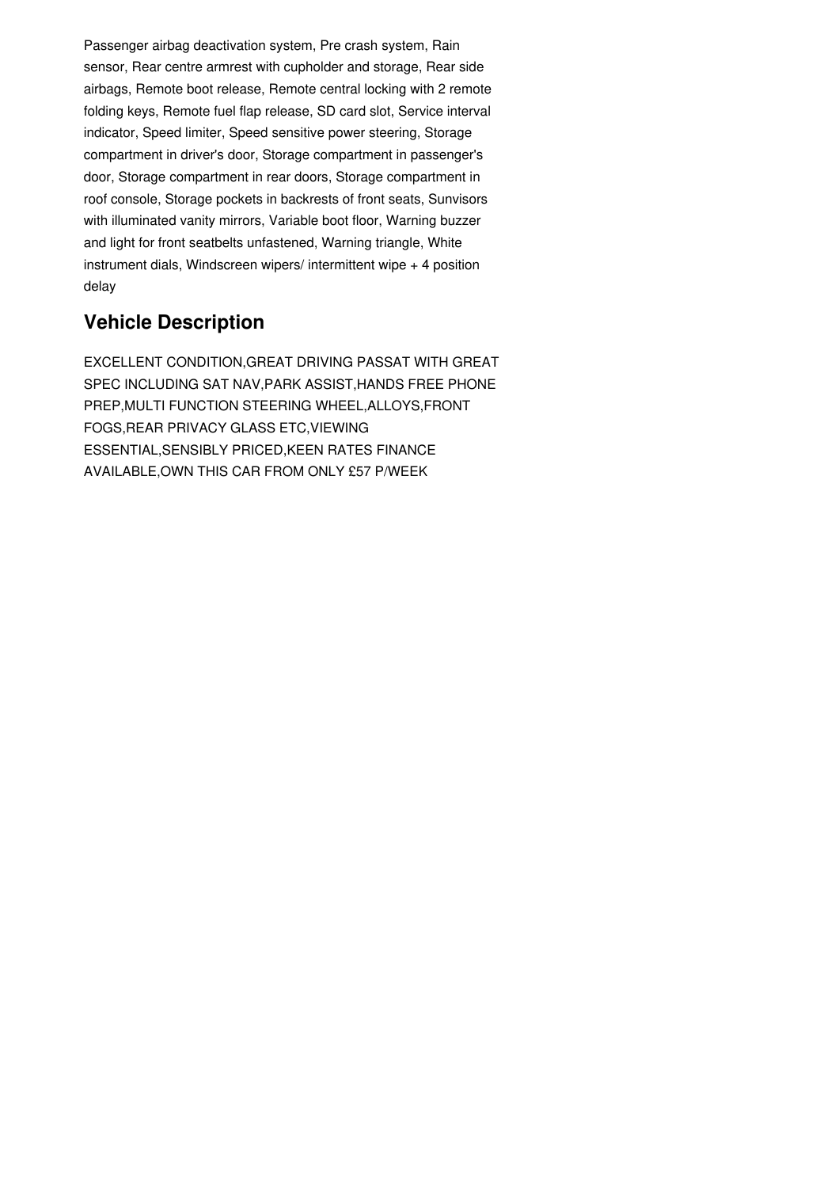Passenger airbag deactivation system, Pre crash system, Rain sensor, Rear centre armrest with cupholder and storage, Rear side airbags, Remote boot release, Remote central locking with 2 remote folding keys, Remote fuel flap release, SD card slot, Service interval indicator, Speed limiter, Speed sensitive power steering, Storage compartment in driver's door, Storage compartment in passenger's door, Storage compartment in rear doors, Storage compartment in roof console, Storage pockets in backrests of front seats, Sunvisors with illuminated vanity mirrors, Variable boot floor, Warning buzzer and light for front seatbelts unfastened, Warning triangle, White instrument dials, Windscreen wipers/ intermittent wipe + 4 position delay

## Vehicle Description

EXCELLENT CONDITION,GREAT DRIVING PASSAT WITH GREAT SPEC INCLUDING SAT NAV,PARK ASSIST,HANDS FREE PHONE PREP,MULTI FUNCTION STEERING WHEEL,ALLOYS,FRONT FOGS,REAR PRIVACY GLASS ETC,VIEWING ESSENTIAL,SENSIBLY PRICED,KEEN RATES FINANCE AVAILABLE,OWN THIS CAR FROM ONLY £57 P/WEEK